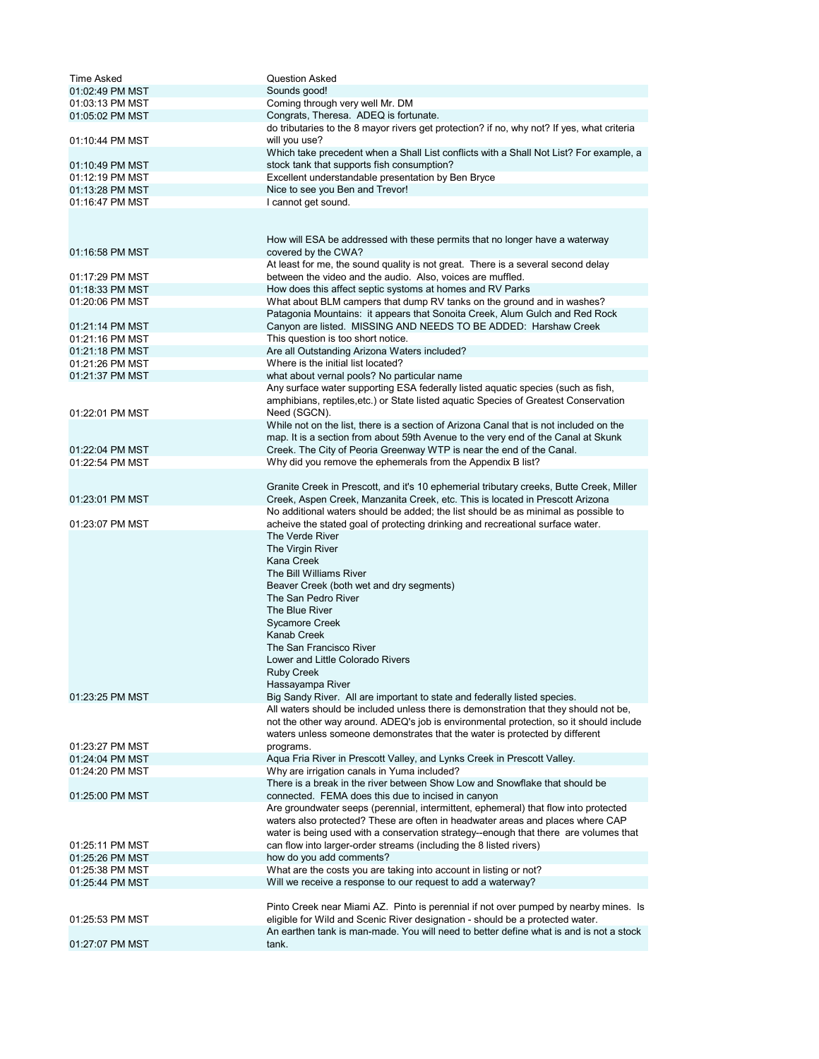| Time Asked | Question Asked |
|---|---|
| 01:02:49 PM MST | Sounds good! |
| 01:03:13 PM MST | Coming through very well Mr. DM |
| 01:05:02 PM MST | Congrats, Theresa. ADEQ is fortunate. |
| 01:10:44 PM MST | do tributaries to the 8 mayor rivers get protection? if no, why not? If yes, what criteria will you use? |
| 01:10:49 PM MST | Which take precedent when a Shall List conflicts with a Shall Not List? For example, a stock tank that supports fish consumption? |
| 01:12:19 PM MST | Excellent understandable presentation by Ben Bryce |
| 01:13:28 PM MST | Nice to see you Ben and Trevor! |
| 01:16:47 PM MST | I cannot get sound. |
| 01:16:58 PM MST | How will ESA be addressed with these permits that no longer have a waterway covered by the CWA? |
| 01:17:29 PM MST | At least for me, the sound quality is not great. There is a several second delay between the video and the audio. Also, voices are muffled. |
| 01:18:33 PM MST | How does this affect septic systoms at homes and RV Parks |
| 01:20:06 PM MST | What about BLM campers that dump RV tanks on the ground and in washes? |
| 01:21:14 PM MST | Patagonia Mountains: it appears that Sonoita Creek, Alum Gulch and Red Rock Canyon are listed. MISSING AND NEEDS TO BE ADDED: Harshaw Creek |
| 01:21:16 PM MST | This question is too short notice. |
| 01:21:18 PM MST | Are all Outstanding Arizona Waters included? |
| 01:21:26 PM MST | Where is the initial list located? |
| 01:21:37 PM MST | what about vernal pools? No particular name |
| 01:22:01 PM MST | Any surface water supporting ESA federally listed aquatic species (such as fish, amphibians, reptiles,etc.) or State listed aquatic Species of Greatest Conservation Need (SGCN). |
| 01:22:04 PM MST | While not on the list, there is a section of Arizona Canal that is not included on the map. It is a section from about 59th Avenue to the very end of the Canal at Skunk Creek. The City of Peoria Greenway WTP is near the end of the Canal. |
| 01:22:54 PM MST | Why did you remove the ephemerals from the Appendix B list? |
| 01:23:01 PM MST | Granite Creek in Prescott, and it's 10 ephemerial tributary creeks, Butte Creek, Miller Creek, Aspen Creek, Manzanita Creek, etc. This is located in Prescott Arizona |
| 01:23:07 PM MST | No additional waters should be added; the list should be as minimal as possible to acheive the stated goal of protecting drinking and recreational surface water. |
| 01:23:25 PM MST | The Verde River<br>The Virgin River<br>Kana Creek<br>The Bill Williams River<br>Beaver Creek (both wet and dry segments)<br>The San Pedro River<br>The Blue River<br>Sycamore Creek<br>Kanab Creek<br>The San Francisco River<br>Lower and Little Colorado Rivers<br>Ruby Creek<br>Hassayampa River<br>Big Sandy River. All are important to state and federally listed species. |
| 01:23:27 PM MST | All waters should be included unless there is demonstration that they should not be, not the other way around. ADEQ's job is environmental protection, so it should include waters unless someone demonstrates that the water is protected by different programs. |
| 01:24:04 PM MST | Aqua Fria River in Prescott Valley, and Lynks Creek in Prescott Valley. |
| 01:24:20 PM MST | Why are irrigation canals in Yuma included? |
| 01:25:00 PM MST | There is a break in the river between Show Low and Snowflake that should be connected. FEMA does this due to incised in canyon |
| 01:25:11 PM MST | Are groundwater seeps (perennial, intermittent, ephemeral) that flow into protected waters also protected? These are often in headwater areas and places where CAP water is being used with a conservation strategy--enough that there are volumes that can flow into larger-order streams (including the 8 listed rivers) |
| 01:25:26 PM MST | how do you add comments? |
| 01:25:38 PM MST | What are the costs you are taking into account in listing or not? |
| 01:25:44 PM MST | Will we receive a response to our request to add a waterway? |
| 01:25:53 PM MST | Pinto Creek near Miami AZ. Pinto is perennial if not over pumped by nearby mines. Is eligible for Wild and Scenic River designation - should be a protected water. |
| 01:27:07 PM MST | An earthen tank is man-made. You will need to better define what is and is not a stock tank. |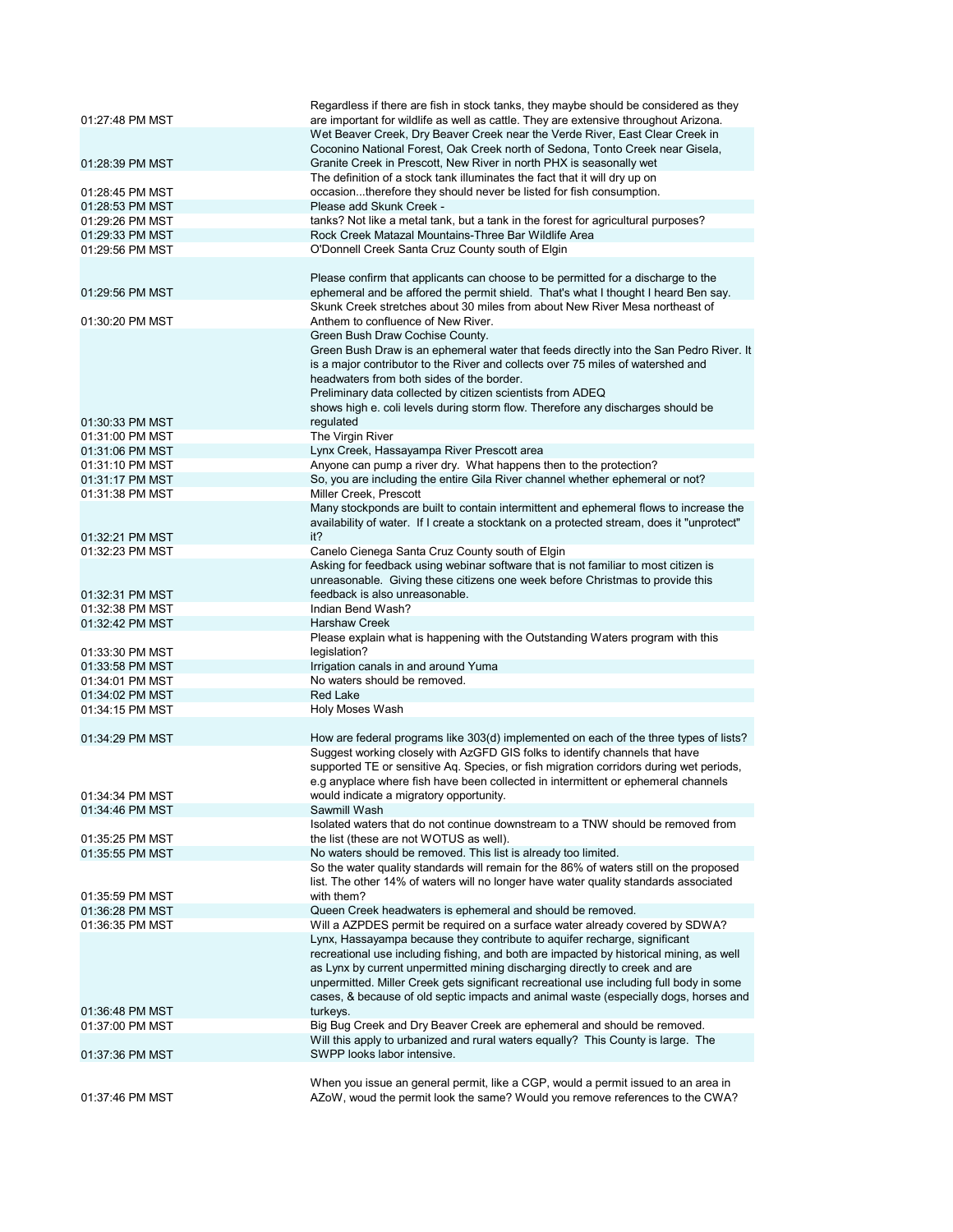| | |
|---|---|
| 01:27:48 PM MST | Regardless if there are fish in stock tanks, they maybe should be considered as they are important for wildlife as well as cattle. They are extensive throughout Arizona. |
| 01:28:39 PM MST | Wet Beaver Creek, Dry Beaver Creek near the Verde River, East Clear Creek in Coconino National Forest, Oak Creek north of Sedona, Tonto Creek near Gisela, Granite Creek in Prescott, New River in north PHX is seasonally wet |
| 01:28:45 PM MST | The definition of a stock tank illuminates the fact that it will dry up on occasion...therefore they should never be listed for fish consumption. |
| 01:28:53 PM MST | Please add Skunk Creek - |
| 01:29:26 PM MST | tanks? Not like a metal tank, but a tank in the forest for agricultural purposes? |
| 01:29:33 PM MST | Rock Creek Matazal Mountains-Three Bar Wildlife Area |
| 01:29:56 PM MST | O'Donnell Creek Santa Cruz County south of Elgin |
| 01:29:56 PM MST | Please confirm that applicants can choose to be permitted for a discharge to the ephemeral and be afforded the permit shield. That's what I thought I heard Ben say. |
| 01:30:20 PM MST | Skunk Creek stretches about 30 miles from about New River Mesa northeast of Anthem to confluence of New River. |
| 01:30:33 PM MST | Green Bush Draw Cochise County.<br>Green Bush Draw is an ephemeral water that feeds directly into the San Pedro River. It is a major contributor to the River and collects over 75 miles of watershed and headwaters from both sides of the border.<br>Preliminary data collected by citizen scientists from ADEQ<br>shows high e. coli levels during storm flow. Therefore any discharges should be regulated |
| 01:31:00 PM MST | The Virgin River |
| 01:31:06 PM MST | Lynx Creek, Hassayampa River Prescott area |
| 01:31:10 PM MST | Anyone can pump a river dry. What happens then to the protection? |
| 01:31:17 PM MST | So, you are including the entire Gila River channel whether ephemeral or not? |
| 01:31:38 PM MST | Miller Creek, Prescott |
| 01:32:21 PM MST | Many stockponds are built to contain intermittent and ephemeral flows to increase the availability of water. If I create a stocktank on a protected stream, does it "unprotect" it? |
| 01:32:23 PM MST | Canelo Cienega Santa Cruz County south of Elgin |
| 01:32:31 PM MST | Asking for feedback using webinar software that is not familiar to most citizen is unreasonable. Giving these citizens one week before Christmas to provide this feedback is also unreasonable. |
| 01:32:38 PM MST | Indian Bend Wash? |
| 01:32:42 PM MST | Harshaw Creek |
| 01:33:30 PM MST | Please explain what is happening with the Outstanding Waters program with this legislation? |
| 01:33:58 PM MST | Irrigation canals in and around Yuma |
| 01:34:01 PM MST | No waters should be removed. |
| 01:34:02 PM MST | Red Lake |
| 01:34:15 PM MST | Holy Moses Wash |
| 01:34:29 PM MST | How are federal programs like 303(d) implemented on each of the three types of lists? |
| 01:34:34 PM MST | Suggest working closely with AzGFD GIS folks to identify channels that have supported TE or sensitive Aq. Species, or fish migration corridors during wet periods, e.g anyplace where fish have been collected in intermittent or ephemeral channels would indicate a migratory opportunity. |
| 01:34:46 PM MST | Sawmill Wash |
| 01:35:25 PM MST | Isolated waters that do not continue downstream to a TNW should be removed from the list (these are not WOTUS as well). |
| 01:35:55 PM MST | No waters should be removed. This list is already too limited. |
| 01:35:59 PM MST | So the water quality standards will remain for the 86% of waters still on the proposed list. The other 14% of waters will no longer have water quality standards associated with them? |
| 01:36:28 PM MST | Queen Creek headwaters is ephemeral and should be removed. |
| 01:36:35 PM MST | Will a AZPDES permit be required on a surface water already covered by SDWA? |
| 01:36:48 PM MST | Lynx, Hassayampa because they contribute to aquifer recharge, significant recreational use including fishing, and both are impacted by historical mining, as well as Lynx by current unpermitted mining discharging directly to creek and are unpermitted. Miller Creek gets significant recreational use including full body in some cases, & because of old septic impacts and animal waste (especially dogs, horses and turkeys. |
| 01:37:00 PM MST | Big Bug Creek and Dry Beaver Creek are ephemeral and should be removed. |
| 01:37:36 PM MST | Will this apply to urbanized and rural waters equally? This County is large. The SWPP looks labor intensive. |
| 01:37:46 PM MST | When you issue an general permit, like a CGP, would a permit issued to an area in AZoW, woud the permit look the same? Would you remove references to the CWA? |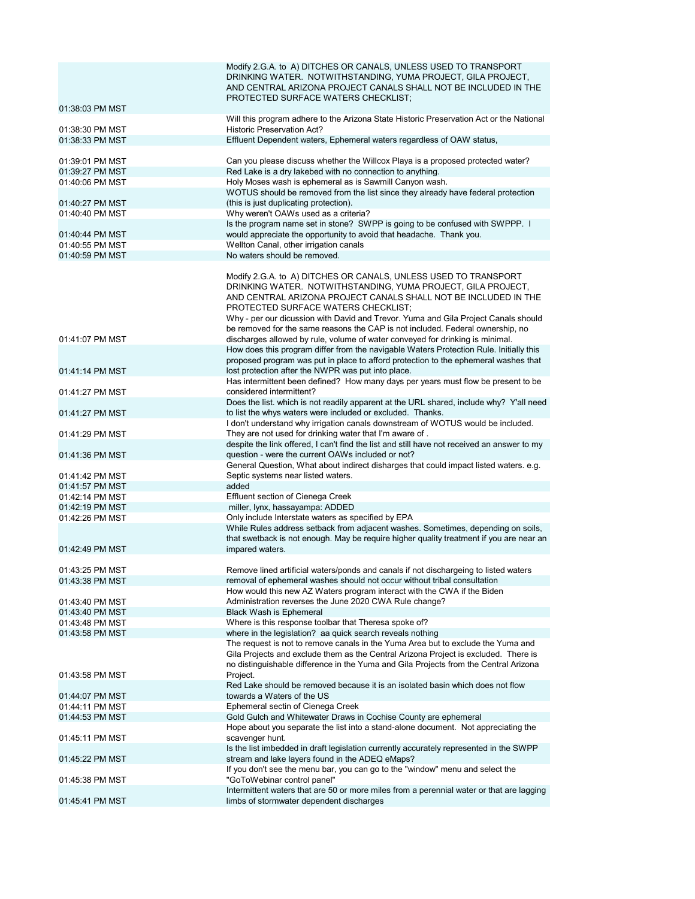| | |
|---|---|
| 01:38:03 PM MST | Modify 2.G.A. to A) DITCHES OR CANALS, UNLESS USED TO TRANSPORT DRINKING WATER. NOTWITHSTANDING, YUMA PROJECT, GILA PROJECT, AND CENTRAL ARIZONA PROJECT CANALS SHALL NOT BE INCLUDED IN THE PROTECTED SURFACE WATERS CHECKLIST; |
| 01:38:30 PM MST | Will this program adhere to the Arizona State Historic Preservation Act or the National Historic Preservation Act? |
| 01:38:33 PM MST | Effluent Dependent waters, Ephemeral waters regardless of OAW status, |
| 01:39:01 PM MST | Can you please discuss whether the Willcox Playa is a proposed protected water? |
| 01:39:27 PM MST | Red Lake is a dry lakebed with no connection to anything. |
| 01:40:06 PM MST | Holy Moses wash is ephemeral as is Sawmill Canyon wash. |
| 01:40:27 PM MST | WOTUS should be removed from the list since they already have federal protection (this is just duplicating protection). |
| 01:40:40 PM MST | Why weren't OAWs used as a criteria? |
| 01:40:44 PM MST | Is the program name set in stone? SWPP is going to be confused with SWPPP. I would appreciate the opportunity to avoid that headache. Thank you. |
| 01:40:55 PM MST | Wellton Canal, other irrigation canals |
| 01:40:59 PM MST | No waters should be removed. |
| 01:41:07 PM MST | Modify 2.G.A. to A) DITCHES OR CANALS, UNLESS USED TO TRANSPORT DRINKING WATER. NOTWITHSTANDING, YUMA PROJECT, GILA PROJECT, AND CENTRAL ARIZONA PROJECT CANALS SHALL NOT BE INCLUDED IN THE PROTECTED SURFACE WATERS CHECKLIST; Why - per our dicussion with David and Trevor. Yuma and Gila Project Canals should be removed for the same reasons the CAP is not included. Federal ownership, no discharges allowed by rule, volume of water conveyed for drinking is minimal. |
| 01:41:14 PM MST | How does this program differ from the navigable Waters Protection Rule. Initially this proposed program was put in place to afford protection to the ephemeral washes that lost protection after the NWPR was put into place. |
| 01:41:27 PM MST | Has intermittent been defined? How many days per years must flow be present to be considered intermittent? |
| 01:41:27 PM MST | Does the list. which is not readily apparent at the URL shared, include why? Y'all need to list the whys waters were included or excluded. Thanks. |
| 01:41:29 PM MST | I don't understand why irrigation canals downstream of WOTUS would be included. They are not used for drinking water that I'm aware of . |
| 01:41:36 PM MST | despite the link offered, I can't find the list and still have not received an answer to my question - were the current OAWs included or not? |
| 01:41:42 PM MST | General Question, What about indirect disharges that could impact listed waters. e.g. Septic systems near listed waters. |
| 01:41:57 PM MST | added |
| 01:42:14 PM MST | Effluent section of Cienega Creek |
| 01:42:19 PM MST | miller, lynx, hassayampa: ADDED |
| 01:42:26 PM MST | Only include Interstate waters as specified by EPA |
| 01:42:49 PM MST | While Rules address setback from adjacent washes. Sometimes, depending on soils, that swetback is not enough. May be require higher quality treatment if you are near an impared waters. |
| 01:43:25 PM MST | Remove lined artificial waters/ponds and canals if not dischargeing to listed waters |
| 01:43:38 PM MST | removal of ephemeral washes should not occur without tribal consultation |
| 01:43:40 PM MST | How would this new AZ Waters program interact with the CWA if the Biden Administration reverses the June 2020 CWA Rule change? |
| 01:43:40 PM MST | Black Wash is Ephemeral |
| 01:43:48 PM MST | Where is this response toolbar that Theresa spoke of? |
| 01:43:58 PM MST | where in the legislation? aa quick search reveals nothing |
| 01:43:58 PM MST | The request is not to remove canals in the Yuma Area but to exclude the Yuma and Gila Projects and exclude them as the Central Arizona Project is excluded. There is no distinguishable difference in the Yuma and Gila Projects from the Central Arizona Project. |
| 01:44:07 PM MST | Red Lake should be removed because it is an isolated basin which does not flow towards a Waters of the US |
| 01:44:11 PM MST | Ephemeral sectin of Cienega Creek |
| 01:44:53 PM MST | Gold Gulch and Whitewater Draws in Cochise County are ephemeral |
| 01:45:11 PM MST | Hope about you separate the list into a stand-alone document. Not appreciating the scavenger hunt. |
| 01:45:22 PM MST | Is the list imbedded in draft legislation currently accurately represented in the SWPP stream and lake layers found in the ADEQ eMaps? |
| 01:45:38 PM MST | If you don't see the menu bar, you can go to the "window" menu and select the "GoToWebinar control panel" |
| 01:45:41 PM MST | Intermittent waters that are 50 or more miles from a perennial water or that are lagging limbs of stormwater dependent discharges |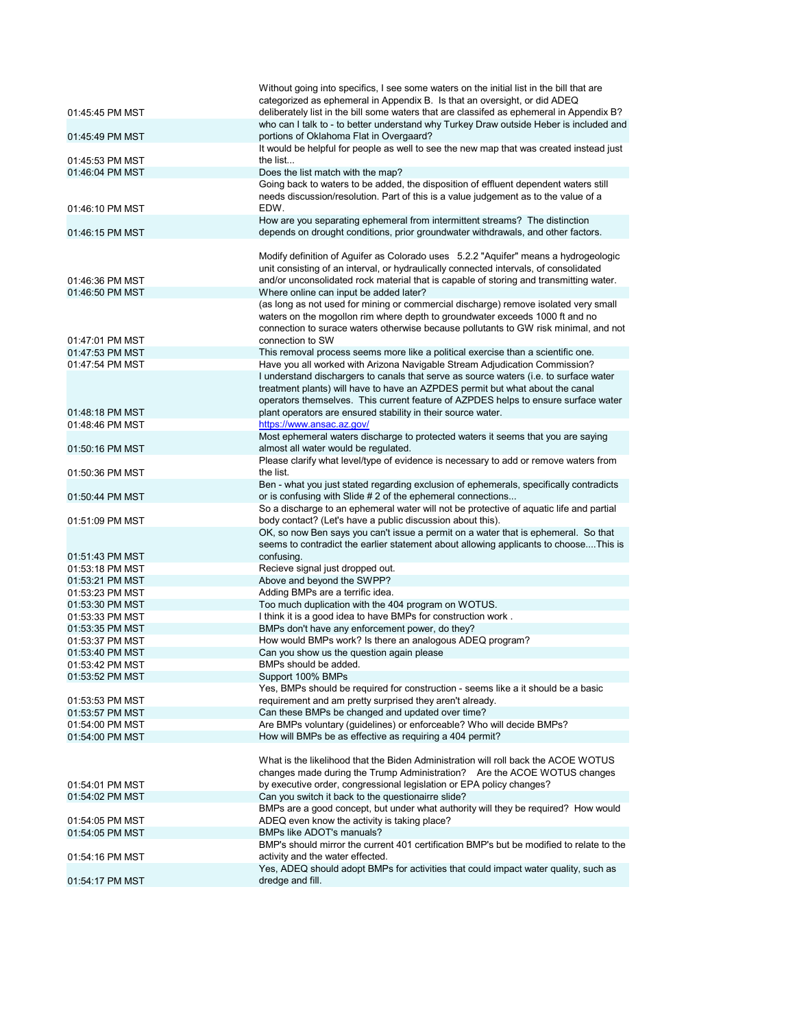| | |
|---|---|
| 01:45:45 PM MST | Without going into specifics, I see some waters on the initial list in the bill that are categorized as ephemeral in Appendix B. Is that an oversight, or did ADEQ deliberately list in the bill some waters that are classifed as ephemeral in Appendix B? |
| 01:45:49 PM MST | who can I talk to - to better understand why Turkey Draw outside Heber is included and portions of Oklahoma Flat in Overgaard? |
| 01:45:53 PM MST | It would be helpful for people as well to see the new map that was created instead just the list... |
| 01:46:04 PM MST | Does the list match with the map? |
| 01:46:10 PM MST | Going back to waters to be added, the disposition of effluent dependent waters still needs discussion/resolution. Part of this is a value judgement as to the value of a EDW. |
| 01:46:15 PM MST | How are you separating ephemeral from intermittent streams? The distinction depends on drought conditions, prior groundwater withdrawals, and other factors. |
| 01:46:36 PM MST | Modify definition of Aguifer as Colorado uses 5.2.2 "Aquifer" means a hydrogeologic unit consisting of an interval, or hydraulically connected intervals, of consolidated and/or unconsolidated rock material that is capable of storing and transmitting water. |
| 01:46:50 PM MST | Where online can input be added later? |
| 01:47:01 PM MST | (as long as not used for mining or commercial discharge) remove isolated very small waters on the mogollon rim where depth to groundwater exceeds 1000 ft and no connection to surace waters otherwise because pollutants to GW risk minimal, and not connection to SW |
| 01:47:53 PM MST | This removal process seems more like a political exercise than a scientific one. |
| 01:47:54 PM MST | Have you all worked with Arizona Navigable Stream Adjudication Commission? |
| 01:48:18 PM MST | I understand dischargers to canals that serve as source waters (i.e. to surface water treatment plants) will have to have an AZPDES permit but what about the canal operators themselves. This current feature of AZPDES helps to ensure surface water plant operators are ensured stability in their source water. |
| 01:48:46 PM MST | https://www.ansac.az.gov/ |
| 01:50:16 PM MST | Most ephemeral waters discharge to protected waters it seems that you are saying almost all water would be regulated. |
| 01:50:36 PM MST | Please clarify what level/type of evidence is necessary to add or remove waters from the list. |
| 01:50:44 PM MST | Ben - what you just stated regarding exclusion of ephemerals, specifically contradicts or is confusing with Slide # 2 of the ephemeral connections... |
| 01:51:09 PM MST | So a discharge to an ephemeral water will not be protective of aquatic life and partial body contact? (Let's have a public discussion about this). |
| 01:51:43 PM MST | OK, so now Ben says you can't issue a permit on a water that is ephemeral. So that seems to contradict the earlier statement about allowing applicants to choose....This is confusing. |
| 01:53:18 PM MST | Recieve signal just dropped out. |
| 01:53:21 PM MST | Above and beyond the SWPP? |
| 01:53:23 PM MST | Adding BMPs are a terrific idea. |
| 01:53:30 PM MST | Too much duplication with the 404 program on WOTUS. |
| 01:53:33 PM MST | I think it is a good idea to have BMPs for construction work . |
| 01:53:35 PM MST | BMPs don't have any enforcement power, do they? |
| 01:53:37 PM MST | How would BMPs work? Is there an analogous ADEQ program? |
| 01:53:40 PM MST | Can you show us the question again please |
| 01:53:42 PM MST | BMPs should be added. |
| 01:53:52 PM MST | Support 100% BMPs |
| 01:53:53 PM MST | Yes, BMPs should be required for construction - seems like a it should be a basic requirement and am pretty surprised they aren't already. |
| 01:53:57 PM MST | Can these BMPs be changed and updated over time? |
| 01:54:00 PM MST | Are BMPs voluntary (guidelines) or enforceable? Who will decide BMPs? |
| 01:54:00 PM MST | How will BMPs be as effective as requiring a 404 permit? |
| 01:54:01 PM MST | What is the likelihood that the Biden Administration will roll back the ACOE WOTUS changes made during the Trump Administration? Are the ACOE WOTUS changes by executive order, congressional legislation or EPA policy changes? |
| 01:54:02 PM MST | Can you switch it back to the questionairre slide? |
| 01:54:05 PM MST | BMPs are a good concept, but under what authority will they be required? How would ADEQ even know the activity is taking place? |
| 01:54:05 PM MST | BMPs like ADOT's manuals? |
| 01:54:16 PM MST | BMP's should mirror the current 401 certification BMP's but be modified to relate to the activity and the water effected. |
| 01:54:17 PM MST | Yes, ADEQ should adopt BMPs for activities that could impact water quality, such as dredge and fill. |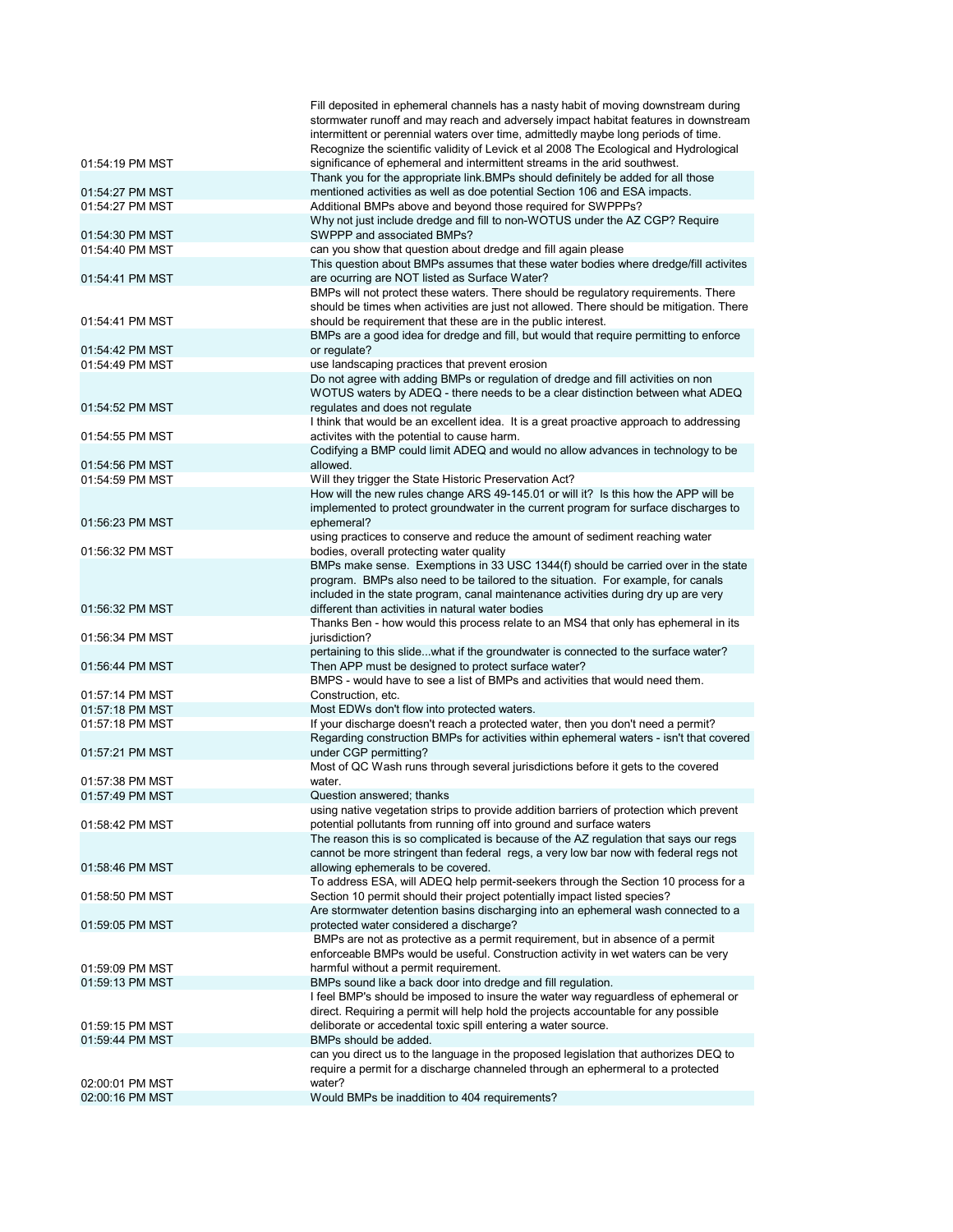| | |
|---|---|
| 01:54:19 PM MST | Fill deposited in ephemeral channels has a nasty habit of moving downstream during stormwater runoff and may reach and adversely impact habitat features in downstream intermittent or perennial waters over time, admittedly maybe long periods of time. Recognize the scientific validity of Levick et al 2008 The Ecological and Hydrological significance of ephemeral and intermittent streams in the arid southwest. |
| 01:54:27 PM MST | Thank you for the appropriate link.BMPs should definitely be added for all those mentioned activities as well as doe potential Section 106 and ESA impacts. |
| 01:54:27 PM MST | Additional BMPs above and beyond those required for SWPPPs? |
| 01:54:30 PM MST | Why not just include dredge and fill to non-WOTUS under the AZ CGP? Require SWPPP and associated BMPs? |
| 01:54:40 PM MST | can you show that question about dredge and fill again please |
| 01:54:41 PM MST | This question about BMPs assumes that these water bodies where dredge/fill activites are ocurring are NOT listed as Surface Water? |
| 01:54:41 PM MST | BMPs will not protect these waters. There should be regulatory requirements. There should be times when activities are just not allowed. There should be mitigation. There should be requirement that these are in the public interest. |
| 01:54:42 PM MST | BMPs are a good idea for dredge and fill, but would that require permitting to enforce or regulate? |
| 01:54:49 PM MST | use landscaping practices that prevent erosion |
| 01:54:52 PM MST | Do not agree with adding BMPs or regulation of dredge and fill activities on non WOTUS waters by ADEQ - there needs to be a clear distinction between what ADEQ regulates and does not regulate |
| 01:54:55 PM MST | I think that would be an excellent idea. It is a great proactive approach to addressing activites with the potential to cause harm. |
| 01:54:56 PM MST | Codifying a BMP could limit ADEQ and would no allow advances in technology to be allowed. |
| 01:54:59 PM MST | Will they trigger the State Historic Preservation Act? |
| 01:56:23 PM MST | How will the new rules change ARS 49-145.01 or will it? Is this how the APP will be implemented to protect groundwater in the current program for surface discharges to ephemeral? |
| 01:56:32 PM MST | using practices to conserve and reduce the amount of sediment reaching water bodies, overall protecting water quality |
| 01:56:32 PM MST | BMPs make sense. Exemptions in 33 USC 1344(f) should be carried over in the state program. BMPs also need to be tailored to the situation. For example, for canals included in the state program, canal maintenance activities during dry up are very different than activities in natural water bodies |
| 01:56:34 PM MST | Thanks Ben - how would this process relate to an MS4 that only has ephemeral in its jurisdiction? |
| 01:56:44 PM MST | pertaining to this slide...what if the groundwater is connected to the surface water? Then APP must be designed to protect surface water? |
| 01:57:14 PM MST | BMPS - would have to see a list of BMPs and activities that would need them. Construction, etc. |
| 01:57:18 PM MST | Most EDWs don't flow into protected waters. |
| 01:57:18 PM MST | If your discharge doesn't reach a protected water, then you don't need a permit? |
| 01:57:21 PM MST | Regarding construction BMPs for activities within ephemeral waters - isn't that covered under CGP permitting? |
| 01:57:38 PM MST | Most of QC Wash runs through several jurisdictions before it gets to the covered water. |
| 01:57:49 PM MST | Question answered; thanks |
| 01:58:42 PM MST | using native vegetation strips to provide addition barriers of protection which prevent potential pollutants from running off into ground and surface waters |
| 01:58:46 PM MST | The reason this is so complicated is because of the AZ regulation that says our regs cannot be more stringent than federal regs, a very low bar now with federal regs not allowing ephemerals to be covered. |
| 01:58:50 PM MST | To address ESA, will ADEQ help permit-seekers through the Section 10 process for a Section 10 permit should their project potentially impact listed species? |
| 01:59:05 PM MST | Are stormwater detention basins discharging into an ephemeral wash connected to a protected water considered a discharge? |
| 01:59:09 PM MST | BMPs are not as protective as a permit requirement, but in absence of a permit enforceable BMPs would be useful. Construction activity in wet waters can be very harmful without a permit requirement. |
| 01:59:13 PM MST | BMPs sound like a back door into dredge and fill regulation. |
| 01:59:15 PM MST | I feel BMP's should be imposed to insure the water way reguardless of ephemeral or direct. Requiring a permit will help hold the projects accountable for any possible deliberate or accedental toxic spill entering a water source. |
| 01:59:44 PM MST | BMPs should be added. |
| 02:00:01 PM MST | can you direct us to the language in the proposed legislation that authorizes DEQ to require a permit for a discharge channeled through an ephermeral to a protected water? |
| 02:00:16 PM MST | Would BMPs be inaddition to 404 requirements? |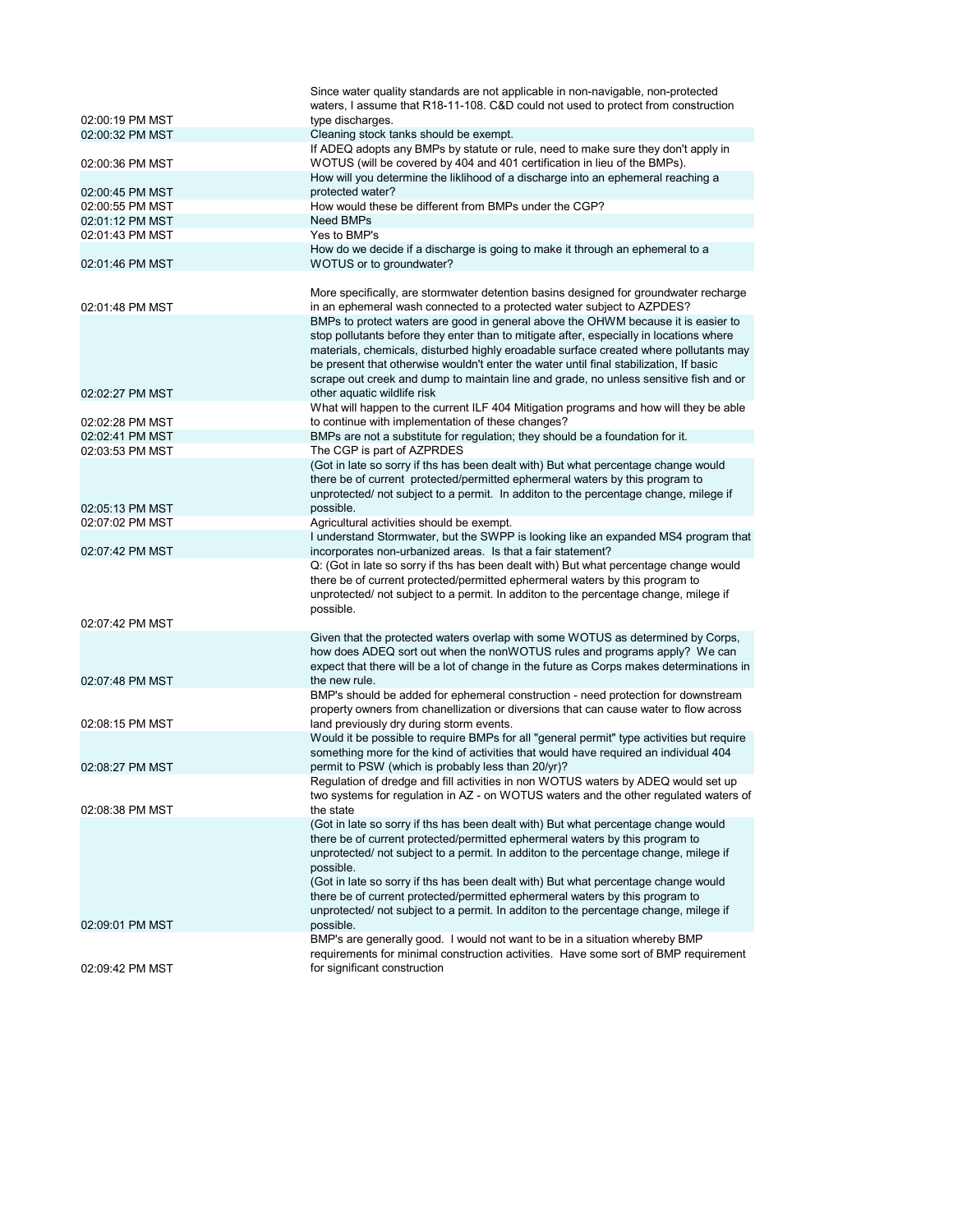| | |
|---|---|
| 02:00:19 PM MST | Since water quality standards are not applicable in non-navigable, non-protected waters, I assume that R18-11-108. C&D could not used to protect from construction type discharges. |
| 02:00:32 PM MST | Cleaning stock tanks should be exempt. |
| 02:00:36 PM MST | If ADEQ adopts any BMPs by statute or rule, need to make sure they don't apply in WOTUS (will be covered by 404 and 401 certification in lieu of the BMPs). |
| 02:00:45 PM MST | How will you determine the liklihood of a discharge into an ephemeral reaching a protected water? |
| 02:00:55 PM MST | How would these be different from BMPs under the CGP? |
| 02:01:12 PM MST | Need BMPs |
| 02:01:43 PM MST | Yes to BMP's |
| 02:01:46 PM MST | How do we decide if a discharge is going to make it through an ephemeral to a WOTUS or to groundwater? |
| 02:01:48 PM MST | More specifically, are stormwater detention basins designed for groundwater recharge in an ephemeral wash connected to a protected water subject to AZPDES? |
| 02:02:27 PM MST | BMPs to protect waters are good in general above the OHWM because it is easier to stop pollutants before they enter than to mitigate after, especially in locations where materials, chemicals, disturbed highly eroadable surface created where pollutants may be present that otherwise wouldn't enter the water until final stabilization, If basic scrape out creek and dump to maintain line and grade, no unless sensitive fish and or other aquatic wildlife risk |
| 02:02:28 PM MST | What will happen to the current ILF 404 Mitigation programs and how will they be able to continue with implementation of these changes? |
| 02:02:41 PM MST | BMPs are not a substitute for regulation; they should be a foundation for it. |
| 02:03:53 PM MST | The CGP is part of AZPRDES |
| 02:05:13 PM MST | (Got in late so sorry if ths has been dealt with) But what percentage change would there be of current protected/permitted ephermeral waters by this program to unprotected/ not subject to a permit. In additon to the percentage change, milege if possible. |
| 02:07:02 PM MST | Agricultural activities should be exempt. |
| 02:07:42 PM MST | I understand Stormwater, but the SWPP is looking like an expanded MS4 program that incorporates non-urbanized areas. Is that a fair statement? |
| 02:07:42 PM MST | Q: (Got in late so sorry if ths has been dealt with) But what percentage change would there be of current protected/permitted ephermeral waters by this program to unprotected/ not subject to a permit. In additon to the percentage change, milege if possible. |
| 02:07:48 PM MST | Given that the protected waters overlap with some WOTUS as determined by Corps, how does ADEQ sort out when the nonWOTUS rules and programs apply? We can expect that there will be a lot of change in the future as Corps makes determinations in the new rule. |
| 02:08:15 PM MST | BMP's should be added for ephemeral construction - need protection for downstream property owners from chanellization or diversions that can cause water to flow across land previously dry during storm events. |
| 02:08:27 PM MST | Would it be possible to require BMPs for all "general permit" type activities but require something more for the kind of activities that would have required an individual 404 permit to PSW (which is probably less than 20/yr)? |
| 02:08:38 PM MST | Regulation of dredge and fill activities in non WOTUS waters by ADEQ would set up two systems for regulation in AZ - on WOTUS waters and the other regulated waters of the state |
| 02:09:01 PM MST | (Got in late so sorry if ths has been dealt with) But what percentage change would there be of current protected/permitted ephermeral waters by this program to unprotected/ not subject to a permit. In additon to the percentage change, milege if possible. (Got in late so sorry if ths has been dealt with) But what percentage change would there be of current protected/permitted ephermeral waters by this program to unprotected/ not subject to a permit. In additon to the percentage change, milege if possible. |
| 02:09:42 PM MST | BMP's are generally good. I would not want to be in a situation whereby BMP requirements for minimal construction activities. Have some sort of BMP requirement for significant construction |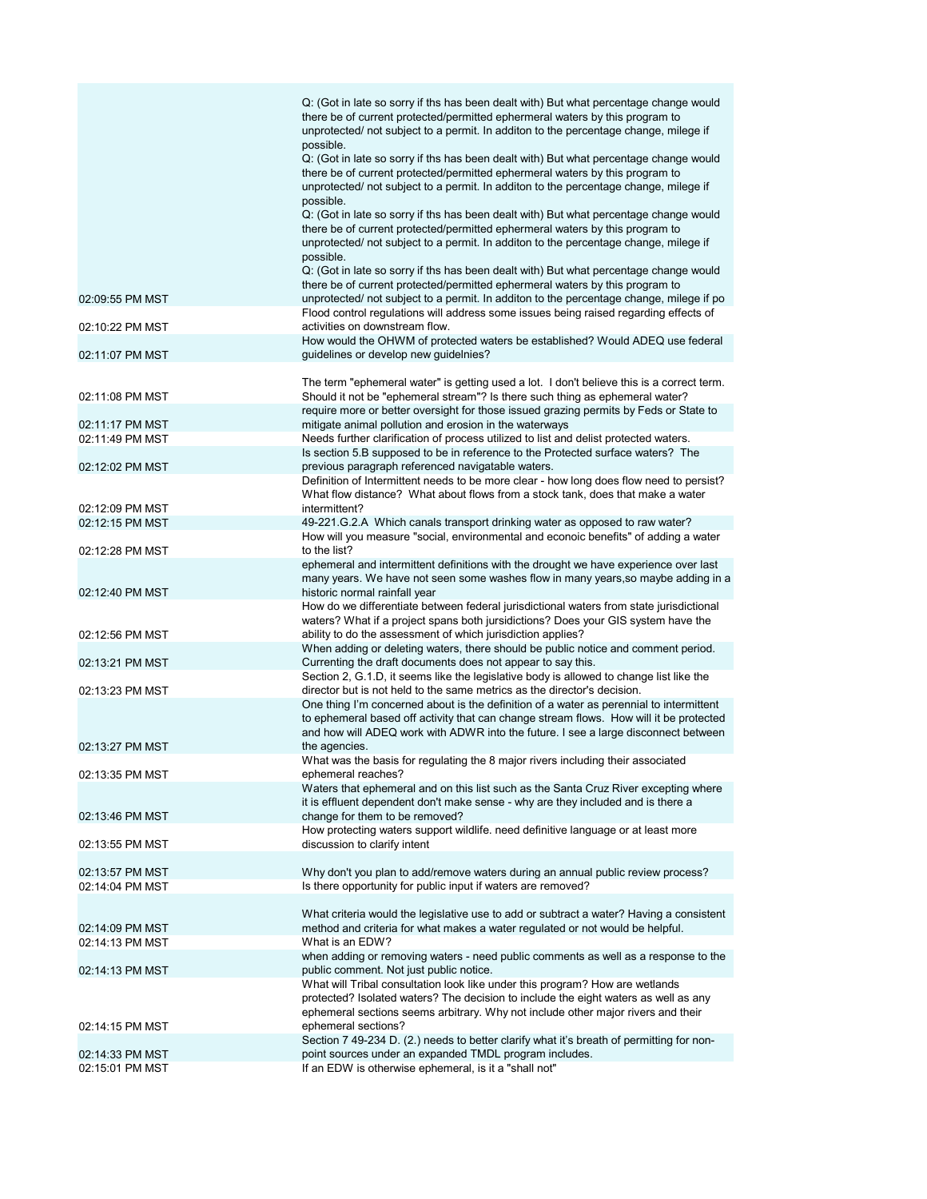| | |
|---|---|
| 02:09:55 PM MST | Q: (Got in late so sorry if ths has been dealt with) But what percentage change would there be of current protected/permitted ephermeral waters by this program to unprotected/ not subject to a permit. In additon to the percentage change, milege if possible. Q: (Got in late so sorry if ths has been dealt with) But what percentage change would there be of current protected/permitted ephermeral waters by this program to unprotected/ not subject to a permit. In additon to the percentage change, milege if possible. Q: (Got in late so sorry if ths has been dealt with) But what percentage change would there be of current protected/permitted ephermeral waters by this program to unprotected/ not subject to a permit. In additon to the percentage change, milege if possible. Q: (Got in late so sorry if ths has been dealt with) But what percentage change would there be of current protected/permitted ephermeral waters by this program to unprotected/ not subject to a permit. In additon to the percentage change, milege if po |
| 02:10:22 PM MST | Flood control regulations will address some issues being raised regarding effects of activities on downstream flow. |
| 02:11:07 PM MST | How would the OHWM of protected waters be established? Would ADEQ use federal guidelines or develop new guidelnies? |
| 02:11:08 PM MST | The term "ephemeral water" is getting used a lot. I don't believe this is a correct term. Should it not be "ephemeral stream"? Is there such thing as ephemeral water? |
| 02:11:17 PM MST | require more or better oversight for those issued grazing permits by Feds or State to mitigate animal pollution and erosion in the waterways |
| 02:11:49 PM MST | Needs further clarification of process utilized to list and delist protected waters. |
| 02:12:02 PM MST | Is section 5.B supposed to be in reference to the Protected surface waters? The previous paragraph referenced navigatable waters. |
| 02:12:09 PM MST | Definition of Intermittent needs to be more clear - how long does flow need to persist? What flow distance? What about flows from a stock tank, does that make a water intermittent? |
| 02:12:15 PM MST | 49-221.G.2.A Which canals transport drinking water as opposed to raw water? |
| 02:12:28 PM MST | How will you measure "social, environmental and econoic benefits" of adding a water to the list? |
| 02:12:40 PM MST | ephemeral and intermittent definitions with the drought we have experience over last many years. We have not seen some washes flow in many years,so maybe adding in a historic normal rainfall year |
| 02:12:56 PM MST | How do we differentiate between federal jurisdictional waters from state jurisdictional waters? What if a project spans both jursidictions? Does your GIS system have the ability to do the assessment of which jurisdiction applies? |
| 02:13:21 PM MST | When adding or deleting waters, there should be public notice and comment period. Currenting the draft documents does not appear to say this. |
| 02:13:23 PM MST | Section 2, G.1.D, it seems like the legislative body is allowed to change list like the director but is not held to the same metrics as the director's decision. |
| 02:13:27 PM MST | One thing I'm concerned about is the definition of a water as perennial to intermittent to ephemeral based off activity that can change stream flows. How will it be protected and how will ADEQ work with ADWR into the future. I see a large disconnect between the agencies. |
| 02:13:35 PM MST | What was the basis for regulating the 8 major rivers including their associated ephemeral reaches? |
| 02:13:46 PM MST | Waters that ephemeral and on this list such as the Santa Cruz River excepting where it is effluent dependent don't make sense - why are they included and is there a change for them to be removed? |
| 02:13:55 PM MST | How protecting waters support wildlife. need definitive language or at least more discussion to clarify intent |
| 02:13:57 PM MST | Why don't you plan to add/remove waters during an annual public review process? |
| 02:14:04 PM MST | Is there opportunity for public input if waters are removed? |
| 02:14:09 PM MST | What criteria would the legislative use to add or subtract a water? Having a consistent method and criteria for what makes a water regulated or not would be helpful. |
| 02:14:13 PM MST | What is an EDW? |
| 02:14:13 PM MST | when adding or removing waters - need public comments as well as a response to the public comment. Not just public notice. |
| 02:14:15 PM MST | What will Tribal consultation look like under this program? How are wetlands protected? Isolated waters? The decision to include the eight waters as well as any ephemeral sections seems arbitrary. Why not include other major rivers and their ephemeral sections? |
| 02:14:33 PM MST | Section 7 49-234 D. (2.) needs to better clarify what it's breath of permitting for non-point sources under an expanded TMDL program includes. |
| 02:15:01 PM MST | If an EDW is otherwise ephemeral, is it a "shall not" |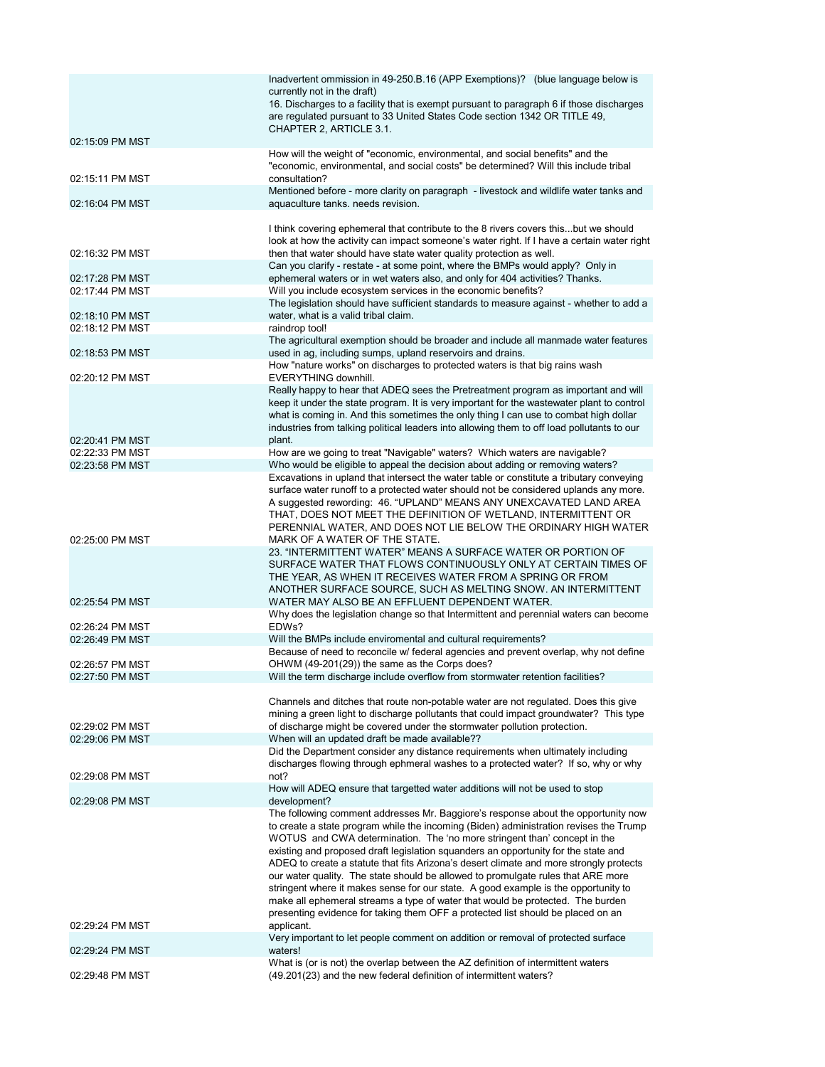| | |
|---|---|
| 02:15:09 PM MST | Inadvertent ommission in 49-250.B.16 (APP Exemptions)? (blue language below is currently not in the draft)<br>16. Discharges to a facility that is exempt pursuant to paragraph 6 if those discharges are regulated pursuant to 33 United States Code section 1342 OR TITLE 49, CHAPTER 2, ARTICLE 3.1. |
| 02:15:11 PM MST | How will the weight of "economic, environmental, and social benefits" and the "economic, environmental, and social costs" be determined? Will this include tribal consultation? |
| 02:16:04 PM MST | Mentioned before - more clarity on paragraph - livestock and wildlife water tanks and aquaculture tanks. needs revision. |
| 02:16:32 PM MST | I think covering ephemeral that contribute to the 8 rivers covers this...but we should look at how the activity can impact someone's water right. If I have a certain water right then that water should have state water quality protection as well. |
| 02:17:28 PM MST | Can you clarify - restate - at some point, where the BMPs would apply? Only in ephemeral waters or in wet waters also, and only for 404 activities? Thanks. |
| 02:17:44 PM MST | Will you include ecosystem services in the economic benefits? |
| 02:18:10 PM MST | The legislation should have sufficient standards to measure against - whether to add a water, what is a valid tribal claim. |
| 02:18:12 PM MST | raindrop tool! |
| 02:18:53 PM MST | The agricultural exemption should be broader and include all manmade water features used in ag, including sumps, upland reservoirs and drains. |
| 02:20:12 PM MST | How "nature works" on discharges to protected waters is that big rains wash EVERYTHING downhill. |
| 02:20:41 PM MST | Really happy to hear that ADEQ sees the Pretreatment program as important and will keep it under the state program. It is very important for the wastewater plant to control what is coming in. And this sometimes the only thing I can use to combat high dollar industries from talking political leaders into allowing them to off load pollutants to our plant. |
| 02:22:33 PM MST | How are we going to treat "Navigable" waters? Which waters are navigable? |
| 02:23:58 PM MST | Who would be eligible to appeal the decision about adding or removing waters? |
| 02:25:00 PM MST | Excavations in upland that intersect the water table or constitute a tributary conveying surface water runoff to a protected water should not be considered uplands any more. A suggested rewording: 46. "UPLAND" MEANS ANY UNEXCAVATED LAND AREA THAT, DOES NOT MEET THE DEFINITION OF WETLAND, INTERMITTENT OR PERENNIAL WATER, AND DOES NOT LIE BELOW THE ORDINARY HIGH WATER MARK OF A WATER OF THE STATE. |
| 02:25:54 PM MST | 23. "INTERMITTENT WATER" MEANS A SURFACE WATER OR PORTION OF SURFACE WATER THAT FLOWS CONTINUOUSLY ONLY AT CERTAIN TIMES OF THE YEAR, AS WHEN IT RECEIVES WATER FROM A SPRING OR FROM ANOTHER SURFACE SOURCE, SUCH AS MELTING SNOW. AN INTERMITTENT WATER MAY ALSO BE AN EFFLUENT DEPENDENT WATER. |
| 02:26:24 PM MST | Why does the legislation change so that Intermittent and perennial waters can become EDWs? |
| 02:26:49 PM MST | Will the BMPs include enviromental and cultural requirements? |
| 02:26:57 PM MST | Because of need to reconcile w/ federal agencies and prevent overlap, why not define OHWM (49-201(29)) the same as the Corps does? |
| 02:27:50 PM MST | Will the term discharge include overflow from stormwater retention facilities? |
| 02:29:02 PM MST | Channels and ditches that route non-potable water are not regulated. Does this give mining a green light to discharge pollutants that could impact groundwater? This type of discharge might be covered under the stormwater pollution protection. |
| 02:29:06 PM MST | When will an updated draft be made available?? |
| 02:29:08 PM MST | Did the Department consider any distance requirements when ultimately including discharges flowing through ephmeral washes to a protected water? If so, why or why not? |
| 02:29:08 PM MST | How will ADEQ ensure that targetted water additions will not be used to stop development? |
| 02:29:24 PM MST | The following comment addresses Mr. Baggiore's response about the opportunity now to create a state program while the incoming (Biden) administration revises the Trump WOTUS and CWA determination. The 'no more stringent than' concept in the existing and proposed draft legislation squanders an opportunity for the state and ADEQ to create a statute that fits Arizona's desert climate and more strongly protects our water quality. The state should be allowed to promulgate rules that ARE more stringent where it makes sense for our state. A good example is the opportunity to make all ephemeral streams a type of water that would be protected. The burden presenting evidence for taking them OFF a protected list should be placed on an applicant. |
| 02:29:24 PM MST | Very important to let people comment on addition or removal of protected surface waters! |
| 02:29:48 PM MST | What is (or is not) the overlap between the AZ definition of intermittent waters (49.201(23) and the new federal definition of intermittent waters? |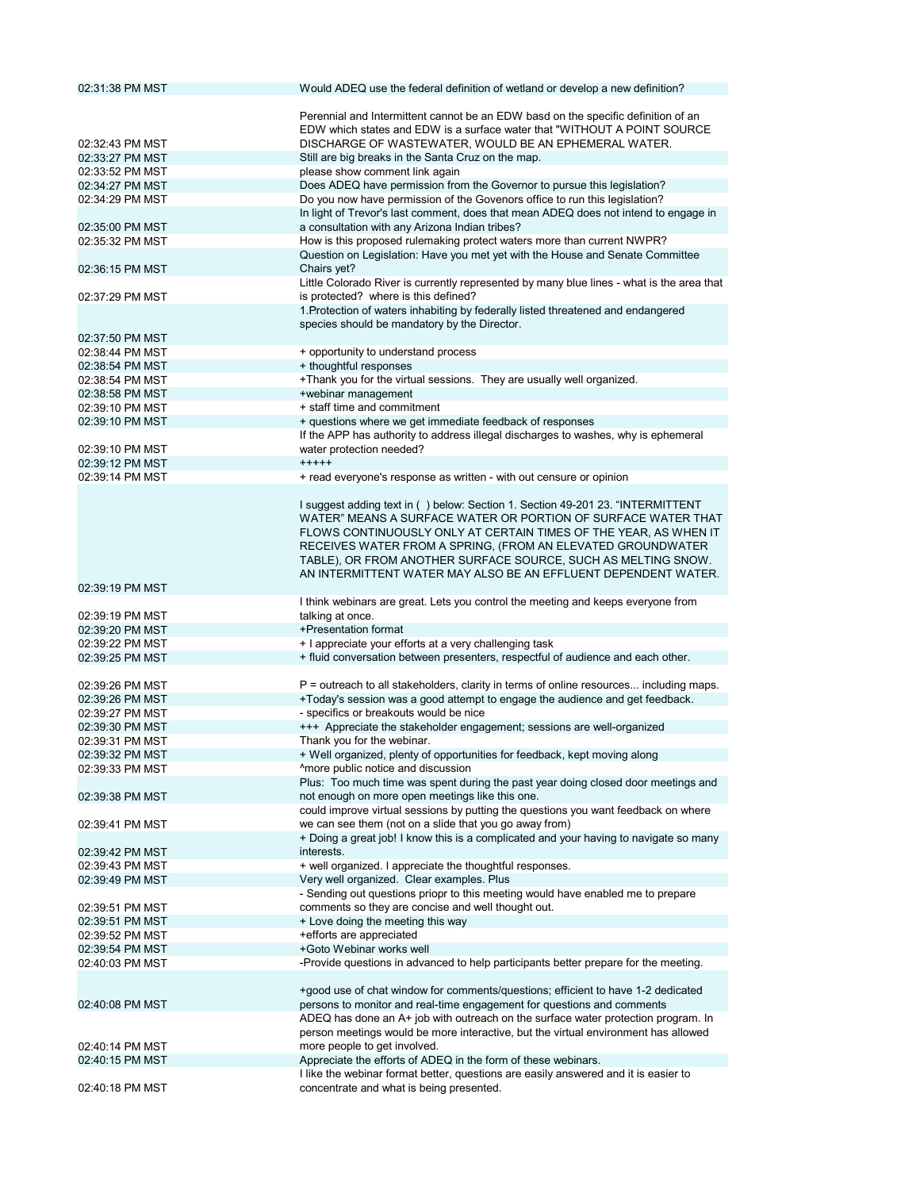| | |
|---|---|
| 02:31:38 PM MST | Would ADEQ use the federal definition of wetland or develop a new definition? |
| 02:32:43 PM MST | Perennial and Intermittent cannot be an EDW basd on the specific definition of an EDW which states and EDW is a surface water that "WITHOUT A POINT SOURCE DISCHARGE OF WASTEWATER, WOULD BE AN EPHEMERAL WATER. |
| 02:33:27 PM MST | Still are big breaks in the Santa Cruz on the map. |
| 02:33:52 PM MST | please show comment link again |
| 02:34:27 PM MST | Does ADEQ have permission from the Governor to pursue this legislation? |
| 02:34:29 PM MST | Do you now have permission of the Govenors office to run this legislation? |
| 02:35:00 PM MST | In light of Trevor's last comment, does that mean ADEQ does not intend to engage in a consultation with any Arizona Indian tribes? |
| 02:35:32 PM MST | How is this proposed rulemaking protect waters more than current NWPR? |
| 02:36:15 PM MST | Question on Legislation: Have you met yet with the House and Senate Committee Chairs yet? |
| 02:37:29 PM MST | Little Colorado River is currently represented by many blue lines - what is the area that is protected? where is this defined? |
| 02:37:50 PM MST | 1.Protection of waters inhabiting by federally listed threatened and endangered species should be mandatory by the Director. |
| 02:38:44 PM MST | + opportunity to understand process |
| 02:38:54 PM MST | + thoughtful responses |
| 02:38:54 PM MST | +Thank you for the virtual sessions. They are usually well organized. |
| 02:38:58 PM MST | +webinar management |
| 02:39:10 PM MST | + staff time and commitment |
| 02:39:10 PM MST | + questions where we get immediate feedback of responses |
| 02:39:10 PM MST | If the APP has authority to address illegal discharges to washes, why is ephemeral water protection needed? |
| 02:39:12 PM MST | +++++ |
| 02:39:14 PM MST | + read everyone's response as written - with out censure or opinion |
| 02:39:19 PM MST | I suggest adding text in ( ) below: Section 1. Section 49-201 23. "INTERMITTENT WATER" MEANS A SURFACE WATER OR PORTION OF SURFACE WATER THAT FLOWS CONTINUOUSLY ONLY AT CERTAIN TIMES OF THE YEAR, AS WHEN IT RECEIVES WATER FROM A SPRING, (FROM AN ELEVATED GROUNDWATER TABLE), OR FROM ANOTHER SURFACE SOURCE, SUCH AS MELTING SNOW. AN INTERMITTENT WATER MAY ALSO BE AN EFFLUENT DEPENDENT WATER. |
| 02:39:19 PM MST | I think webinars are great. Lets you control the meeting and keeps everyone from talking at once. |
| 02:39:20 PM MST | +Presentation format |
| 02:39:22 PM MST | + I appreciate your efforts at a very challenging task |
| 02:39:25 PM MST | + fluid conversation between presenters, respectful of audience and each other. |
| 02:39:26 PM MST | P = outreach to all stakeholders, clarity in terms of online resources... including maps. |
| 02:39:26 PM MST | +Today's session was a good attempt to engage the audience and get feedback. |
| 02:39:27 PM MST | - specifics or breakouts would be nice |
| 02:39:30 PM MST | +++ Appreciate the stakeholder engagement; sessions are well-organized |
| 02:39:31 PM MST | Thank you for the webinar. |
| 02:39:32 PM MST | + Well organized, plenty of opportunities for feedback, kept moving along |
| 02:39:33 PM MST | ^more public notice and discussion |
| 02:39:38 PM MST | Plus: Too much time was spent during the past year doing closed door meetings and not enough on more open meetings like this one. |
| 02:39:41 PM MST | could improve virtual sessions by putting the questions you want feedback on where we can see them (not on a slide that you go away from) |
| 02:39:42 PM MST | + Doing a great job! I know this is a complicated and your having to navigate so many interests. |
| 02:39:43 PM MST | + well organized. I appreciate the thoughtful responses. |
| 02:39:49 PM MST | Very well organized. Clear examples. Plus |
| 02:39:51 PM MST | - Sending out questions priopr to this meeting would have enabled me to prepare comments so they are concise and well thought out. |
| 02:39:51 PM MST | + Love doing the meeting this way |
| 02:39:52 PM MST | +efforts are appreciated |
| 02:39:54 PM MST | +Goto Webinar works well |
| 02:40:03 PM MST | -Provide questions in advanced to help participants better prepare for the meeting. |
| 02:40:08 PM MST | +good use of chat window for comments/questions; efficient to have 1-2 dedicated persons to monitor and real-time engagement for questions and comments |
| 02:40:14 PM MST | ADEQ has done an A+ job with outreach on the surface water protection program. In person meetings would be more interactive, but the virtual environment has allowed more people to get involved. |
| 02:40:15 PM MST | Appreciate the efforts of ADEQ in the form of these webinars. |
| 02:40:18 PM MST | I like the webinar format better, questions are easily answered and it is easier to concentrate and what is being presented. |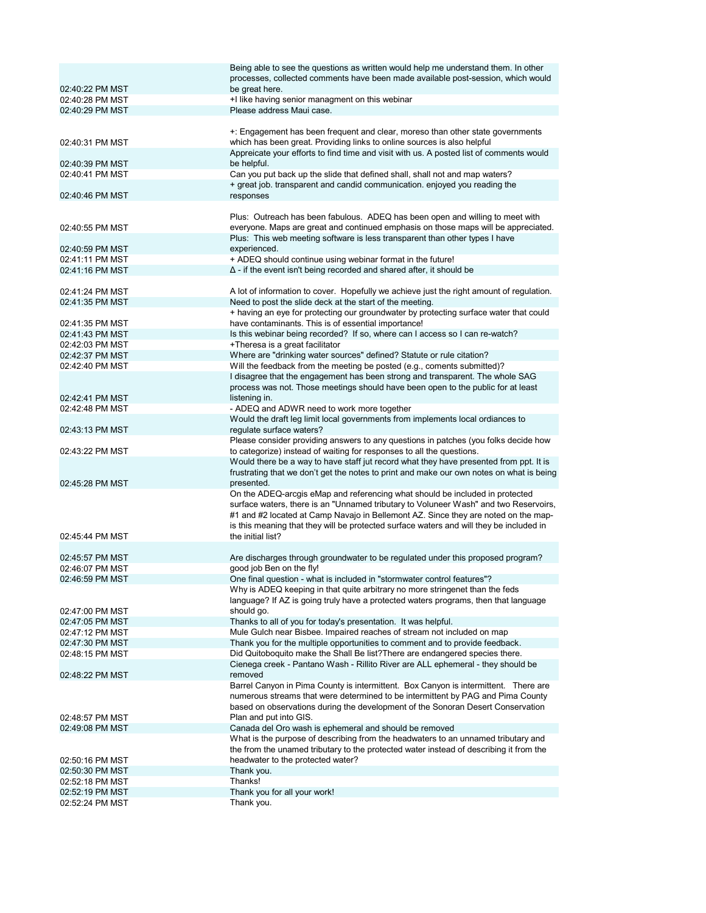| | |
|---|---|
| 02:40:22 PM MST | Being able to see the questions as written would help me understand them. In other processes, collected comments have been made available post-session, which would be great here. |
| 02:40:28 PM MST | +I like having senior managment on this webinar |
| 02:40:29 PM MST | Please address Maui case. |
| 02:40:31 PM MST | +: Engagement has been frequent and clear, moreso than other state governments which has been great. Providing links to online sources is also helpful |
| 02:40:39 PM MST | Appreicate your efforts to find time and visit with us. A posted list of comments would be helpful. |
| 02:40:41 PM MST | Can you put back up the slide that defined shall, shall not and map waters? |
| 02:40:46 PM MST | + great job. transparent and candid communication. enjoyed you reading the responses |
| 02:40:55 PM MST | Plus: Outreach has been fabulous. ADEQ has been open and willing to meet with everyone. Maps are great and continued emphasis on those maps will be appreciated. |
| 02:40:59 PM MST | Plus: This web meeting software is less transparent than other types I have experienced. |
| 02:41:11 PM MST | + ADEQ should continue using webinar format in the future! |
| 02:41:16 PM MST | Δ - if the event isn't being recorded and shared after, it should be |
| 02:41:24 PM MST | A lot of information to cover. Hopefully we achieve just the right amount of regulation. |
| 02:41:35 PM MST | Need to post the slide deck at the start of the meeting. |
| 02:41:35 PM MST | + having an eye for protecting our groundwater by protecting surface water that could have contaminants. This is of essential importance! |
| 02:41:43 PM MST | Is this webinar being recorded? If so, where can I access so I can re-watch? |
| 02:42:03 PM MST | +Theresa is a great facilitator |
| 02:42:37 PM MST | Where are "drinking water sources" defined? Statute or rule citation? |
| 02:42:40 PM MST | Will the feedback from the meeting be posted (e.g., coments submitted)? |
| 02:42:41 PM MST | I disagree that the engagement has been strong and transparent. The whole SAG process was not. Those meetings should have been open to the public for at least listening in. |
| 02:42:48 PM MST | - ADEQ and ADWR need to work more together |
| 02:43:13 PM MST | Would the draft leg limit local governments from implements local ordiances to regulate surface waters? |
| 02:43:22 PM MST | Please consider providing answers to any questions in patches (you folks decide how to categorize) instead of waiting for responses to all the questions. |
| 02:45:28 PM MST | Would there be a way to have staff jut record what they have presented from ppt. It is frustrating that we don't get the notes to print and make our own notes on what is being presented. |
| 02:45:44 PM MST | On the ADEQ-arcgis eMap and referencing what should be included in protected surface waters, there is an "Unnamed tributary to Voluneer Wash" and two Reservoirs, #1 and #2 located at Camp Navajo in Bellemont AZ. Since they are noted on the map- is this meaning that they will be protected surface waters and will they be included in the initial list? |
| 02:45:57 PM MST | Are discharges through groundwater to be regulated under this proposed program? |
| 02:46:07 PM MST | good job Ben on the fly! |
| 02:46:59 PM MST | One final question - what is included in "stormwater control features"? |
| 02:47:00 PM MST | Why is ADEQ keeping in that quite arbitrary no more stringenet than the feds language? If AZ is going truly have a protected waters programs, then that language should go. |
| 02:47:05 PM MST | Thanks to all of you for today's presentation. It was helpful. |
| 02:47:12 PM MST | Mule Gulch near Bisbee. Impaired reaches of stream not included on map |
| 02:47:30 PM MST | Thank you for the multiple opportunities to comment and to provide feedback. |
| 02:48:15 PM MST | Did Quitoboquito make the Shall Be list?There are endangered species there. |
| 02:48:22 PM MST | Cienega creek - Pantano Wash - Rillito River are ALL ephemeral - they should be removed |
| 02:48:57 PM MST | Barrel Canyon in Pima County is intermittent. Box Canyon is intermittent. There are numerous streams that were determined to be intermittent by PAG and Pima County based on observations during the development of the Sonoran Desert Conservation Plan and put into GIS. |
| 02:49:08 PM MST | Canada del Oro wash is ephemeral and should be removed |
| 02:50:16 PM MST | What is the purpose of describing from the headwaters to an unnamed tributary and the from the unamed tributary to the protected water instead of describing it from the headwater to the protected water? |
| 02:50:30 PM MST | Thank you. |
| 02:52:18 PM MST | Thanks! |
| 02:52:19 PM MST | Thank you for all your work! |
| 02:52:24 PM MST | Thank you. |